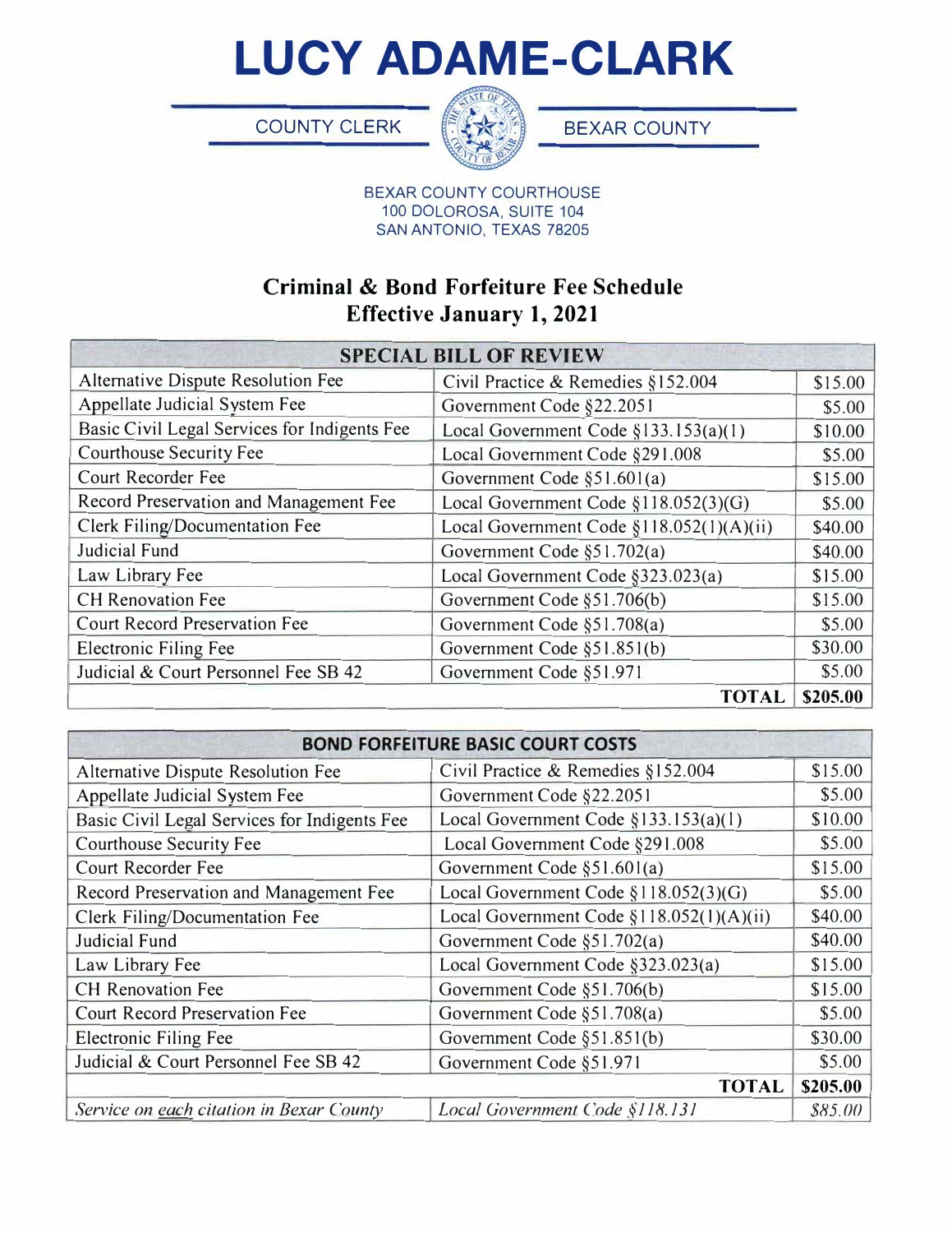# LUCY ADAME-CLARK

COUNTY CLERK — BEXAR COUNTY

BEXAR COUNTY COURTHOUSE
100 DOLOROSA, SUITE 104
SAN ANTONIO, TEXAS 78205

## Criminal & Bond Forfeiture Fee Schedule
## Effective January 1, 2021

| SPECIAL BILL OF REVIEW | | |
|---|---|---|
| Alternative Dispute Resolution Fee | Civil Practice & Remedies §152.004 | $15.00 |
| Appellate Judicial System Fee | Government Code §22.2051 | $5.00 |
| Basic Civil Legal Services for Indigents Fee | Local Government Code §133.153(a)(1) | $10.00 |
| Courthouse Security Fee | Local Government Code §291.008 | $5.00 |
| Court Recorder Fee | Government Code §51.601(a) | $15.00 |
| Record Preservation and Management Fee | Local Government Code §118.052(3)(G) | $5.00 |
| Clerk Filing/Documentation Fee | Local Government Code §118.052(1)(A)(ii) | $40.00 |
| Judicial Fund | Government Code §51.702(a) | $40.00 |
| Law Library Fee | Local Government Code §323.023(a) | $15.00 |
| CH Renovation Fee | Government Code §51.706(b) | $15.00 |
| Court Record Preservation Fee | Government Code §51.708(a) | $5.00 |
| Electronic Filing Fee | Government Code §51.851(b) | $30.00 |
| Judicial & Court Personnel Fee SB 42 | Government Code §51.971 | $5.00 |
| | **TOTAL** | **$205.00** |

| BOND FORFEITURE BASIC COURT COSTS | | |
|---|---|---|
| Alternative Dispute Resolution Fee | Civil Practice & Remedies §152.004 | $15.00 |
| Appellate Judicial System Fee | Government Code §22.2051 | $5.00 |
| Basic Civil Legal Services for Indigents Fee | Local Government Code §133.153(a)(1) | $10.00 |
| Courthouse Security Fee | Local Government Code §291.008 | $5.00 |
| Court Recorder Fee | Government Code §51.601(a) | $15.00 |
| Record Preservation and Management Fee | Local Government Code §118.052(3)(G) | $5.00 |
| Clerk Filing/Documentation Fee | Local Government Code §118.052(1)(A)(ii) | $40.00 |
| Judicial Fund | Government Code §51.702(a) | $40.00 |
| Law Library Fee | Local Government Code §323.023(a) | $15.00 |
| CH Renovation Fee | Government Code §51.706(b) | $15.00 |
| Court Record Preservation Fee | Government Code §51.708(a) | $5.00 |
| Electronic Filing Fee | Government Code §51.851(b) | $30.00 |
| Judicial & Court Personnel Fee SB 42 | Government Code §51.971 | $5.00 |
| | **TOTAL** | **$205.00** |
| *Service on each citation in Bexar County* | *Local Government Code §118.131* | *$85.00* |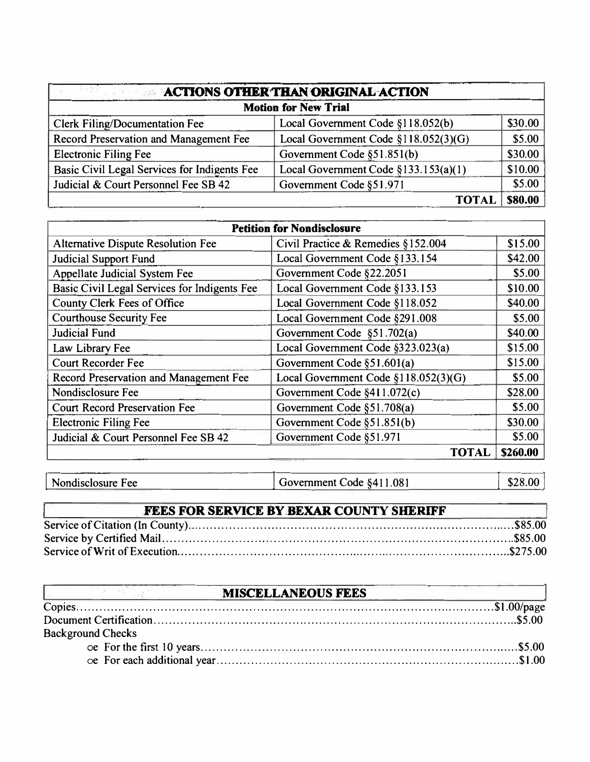## ACTIONS OTHER THAN ORIGINAL ACTION

| Motion for New Trial | | |
|---|---|---|
| Clerk Filing/Documentation Fee | Local Government Code §118.052(b) | $30.00 |
| Record Preservation and Management Fee | Local Government Code §118.052(3)(G) | $5.00 |
| Electronic Filing Fee | Government Code §51.851(b) | $30.00 |
| Basic Civil Legal Services for Indigents Fee | Local Government Code §133.153(a)(1) | $10.00 |
| Judicial & Court Personnel Fee SB 42 | Government Code §51.971 | $5.00 |
| | **TOTAL** | **$80.00** |

| Petition for Nondisclosure | | |
|---|---|---|
| Alternative Dispute Resolution Fee | Civil Practice & Remedies §152.004 | $15.00 |
| Judicial Support Fund | Local Government Code §133.154 | $42.00 |
| Appellate Judicial System Fee | Government Code §22.2051 | $5.00 |
| Basic Civil Legal Services for Indigents Fee | Local Government Code §133.153 | $10.00 |
| County Clerk Fees of Office | Local Government Code §118.052 | $40.00 |
| Courthouse Security Fee | Local Government Code §291.008 | $5.00 |
| Judicial Fund | Government Code §51.702(a) | $40.00 |
| Law Library Fee | Local Government Code §323.023(a) | $15.00 |
| Court Recorder Fee | Government Code §51.601(a) | $15.00 |
| Record Preservation and Management Fee | Local Government Code §118.052(3)(G) | $5.00 |
| Nondisclosure Fee | Government Code §411.072(c) | $28.00 |
| Court Record Preservation Fee | Government Code §51.708(a) | $5.00 |
| Electronic Filing Fee | Government Code §51.851(b) | $30.00 |
| Judicial & Court Personnel Fee SB 42 | Government Code §51.971 | $5.00 |
| | **TOTAL** | **$260.00** |

| | | |
|---|---|---|
| Nondisclosure Fee | Government Code §411.081 | $28.00 |

## FEES FOR SERVICE BY BEXAR COUNTY SHERIFF

Service of Citation (In County)....................................................................$85.00
Service by Certified Mail............................................................................$85.00
Service of Writ of Execution.......................................................................$275.00

## MISCELLANEOUS FEES

Copies.......................................................................................................$1.00/page
Document Certification..............................................................................$5.00
Background Checks

- For the first 10 years.............................................................................$5.00
- For each additional year.........................................................................$1.00